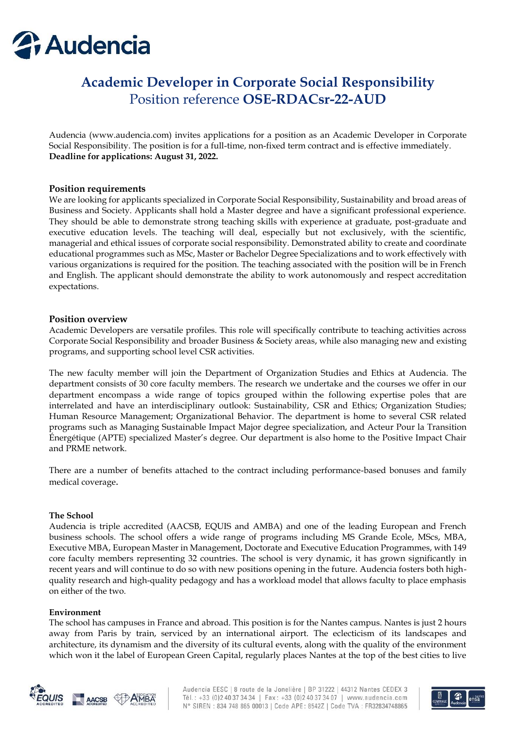# Academic Developer in Corporate Social Responsibility

## Position reference **OSE-RDACsr-22-AUD**

Audencia (www.audencia.com) invites applications for a position as an Academic Developer in Corporate Social Responsibility. The position is for a full-time, non-fixed term contract and is effective immediately.
**Deadline for applications: August 31, 2022.**

### Position requirements

We are looking for applicants specialized in Corporate Social Responsibility, Sustainability and broad areas of Business and Society. Applicants shall hold a Master degree and have a significant professional experience. They should be able to demonstrate strong teaching skills with experience at graduate, post-graduate and executive education levels. The teaching will deal, especially but not exclusively, with the scientific, managerial and ethical issues of corporate social responsibility. Demonstrated ability to create and coordinate educational programmes such as MSc, Master or Bachelor Degree Specializations and to work effectively with various organizations is required for the position. The teaching associated with the position will be in French and English. The applicant should demonstrate the ability to work autonomously and respect accreditation expectations.

### Position overview

Academic Developers are versatile profiles. This role will specifically contribute to teaching activities across Corporate Social Responsibility and broader Business & Society areas, while also managing new and existing programs, and supporting school level CSR activities.

The new faculty member will join the Department of Organization Studies and Ethics at Audencia. The department consists of 30 core faculty members. The research we undertake and the courses we offer in our department encompass a wide range of topics grouped within the following expertise poles that are interrelated and have an interdisciplinary outlook: Sustainability, CSR and Ethics; Organization Studies; Human Resource Management; Organizational Behavior. The department is home to several CSR related programs such as Managing Sustainable Impact Major degree specialization, and Acteur Pour la Transition Énergétique (APTE) specialized Master's degree. Our department is also home to the Positive Impact Chair and PRME network.

There are a number of benefits attached to the contract including performance-based bonuses and family medical coverage.

#### The School

Audencia is triple accredited (AACSB, EQUIS and AMBA) and one of the leading European and French business schools. The school offers a wide range of programs including MS Grande Ecole, MScs, MBA, Executive MBA, European Master in Management, Doctorate and Executive Education Programmes, with 149 core faculty members representing 32 countries. The school is very dynamic, it has grown significantly in recent years and will continue to do so with new positions opening in the future. Audencia fosters both high-quality research and high-quality pedagogy and has a workload model that allows faculty to place emphasis on either of the two.

#### Environment

The school has campuses in France and abroad. This position is for the Nantes campus. Nantes is just 2 hours away from Paris by train, serviced by an international airport. The eclecticism of its landscapes and architecture, its dynamism and the diversity of its cultural events, along with the quality of the environment which won it the label of European Green Capital, regularly places Nantes at the top of the best cities to live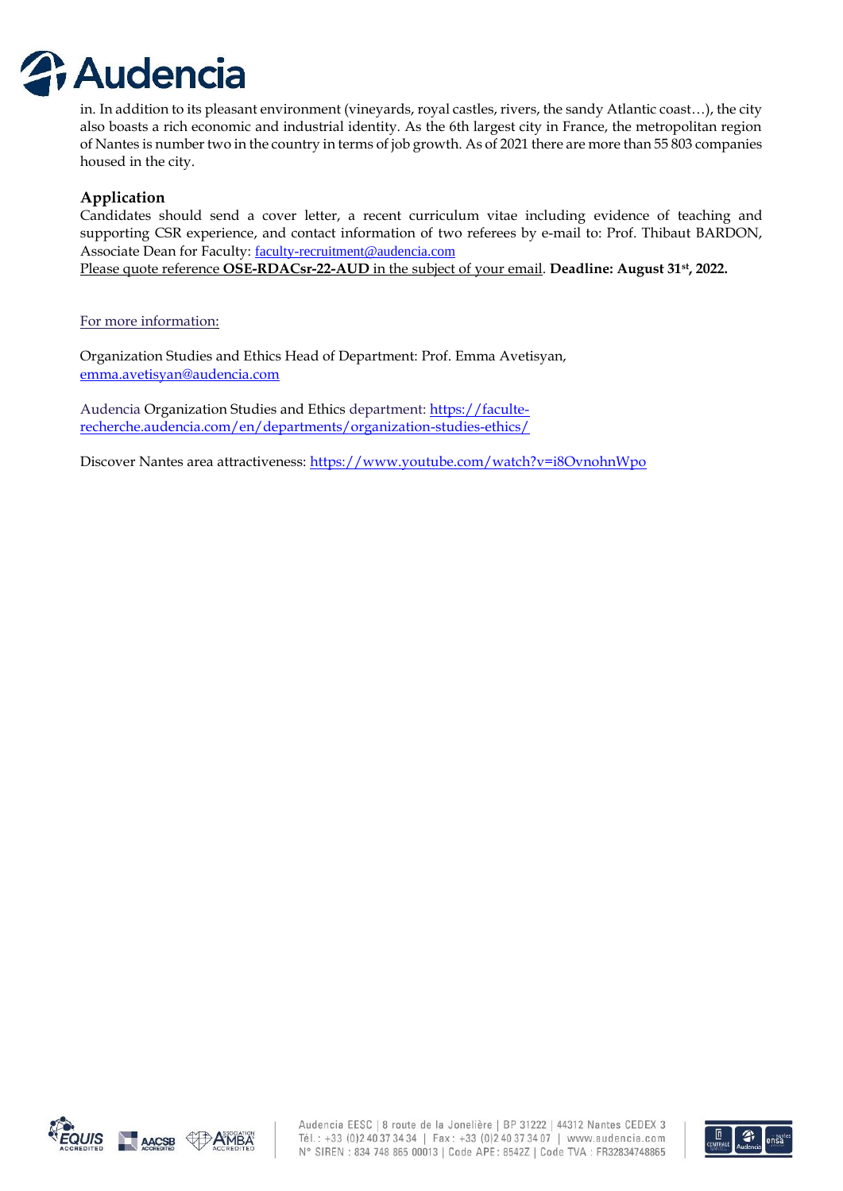in. In addition to its pleasant environment (vineyards, royal castles, rivers, the sandy Atlantic coast…), the city also boasts a rich economic and industrial identity. As the 6th largest city in France, the metropolitan region of Nantes is number two in the country in terms of job growth. As of 2021 there are more than 55 803 companies housed in the city.

## Application

Candidates should send a cover letter, a recent curriculum vitae including evidence of teaching and supporting CSR experience, and contact information of two referees by e-mail to: Prof. Thibaut BARDON, Associate Dean for Faculty: faculty-recruitment@audencia.com

Please quote reference **OSE-RDACsr-22-AUD** in the subject of your email. **Deadline: August 31st, 2022.**

For more information:

Organization Studies and Ethics Head of Department: Prof. Emma Avetisyan, emma.avetisyan@audencia.com

Audencia Organization Studies and Ethics department: https://faculte-recherche.audencia.com/en/departments/organization-studies-ethics/

Discover Nantes area attractiveness: https://www.youtube.com/watch?v=i8OvnohnWpo